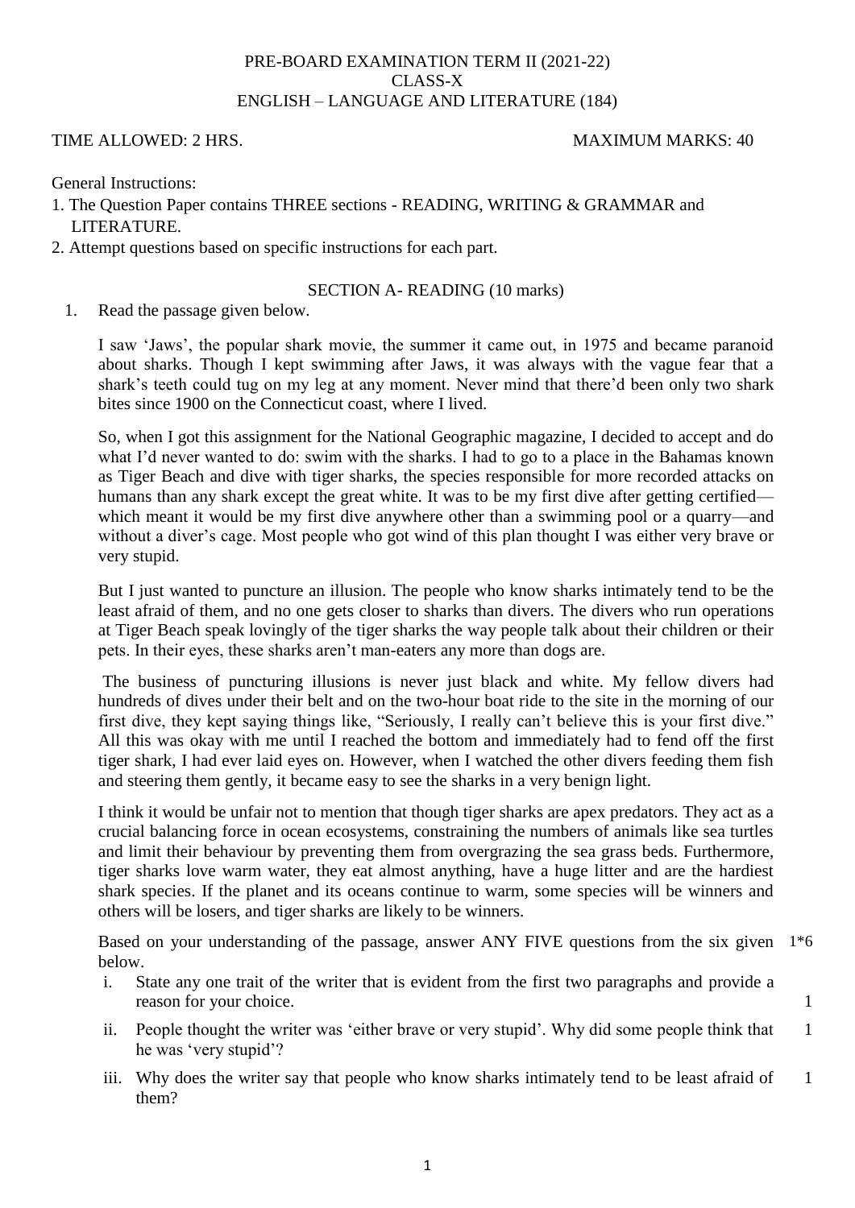# PRE-BOARD EXAMINATION TERM II (2021-22)
## CLASS-X
## ENGLISH – LANGUAGE AND LITERATURE (184)

TIME ALLOWED: 2 HRS. MAXIMUM MARKS: 40

General Instructions:

1. The Question Paper contains THREE sections - READING, WRITING & GRAMMAR and LITERATURE.
2. Attempt questions based on specific instructions for each part.

### SECTION A- READING (10 marks)

1. Read the passage given below.

I saw 'Jaws', the popular shark movie, the summer it came out, in 1975 and became paranoid about sharks. Though I kept swimming after Jaws, it was always with the vague fear that a shark's teeth could tug on my leg at any moment. Never mind that there'd been only two shark bites since 1900 on the Connecticut coast, where I lived.

So, when I got this assignment for the National Geographic magazine, I decided to accept and do what I'd never wanted to do: swim with the sharks. I had to go to a place in the Bahamas known as Tiger Beach and dive with tiger sharks, the species responsible for more recorded attacks on humans than any shark except the great white. It was to be my first dive after getting certified—which meant it would be my first dive anywhere other than a swimming pool or a quarry—and without a diver's cage. Most people who got wind of this plan thought I was either very brave or very stupid.

But I just wanted to puncture an illusion. The people who know sharks intimately tend to be the least afraid of them, and no one gets closer to sharks than divers. The divers who run operations at Tiger Beach speak lovingly of the tiger sharks the way people talk about their children or their pets. In their eyes, these sharks aren't man-eaters any more than dogs are.

The business of puncturing illusions is never just black and white. My fellow divers had hundreds of dives under their belt and on the two-hour boat ride to the site in the morning of our first dive, they kept saying things like, "Seriously, I really can't believe this is your first dive." All this was okay with me until I reached the bottom and immediately had to fend off the first tiger shark, I had ever laid eyes on. However, when I watched the other divers feeding them fish and steering them gently, it became easy to see the sharks in a very benign light.

I think it would be unfair not to mention that though tiger sharks are apex predators. They act as a crucial balancing force in ocean ecosystems, constraining the numbers of animals like sea turtles and limit their behaviour by preventing them from overgrazing the sea grass beds. Furthermore, tiger sharks love warm water, they eat almost anything, have a huge litter and are the hardiest shark species. If the planet and its oceans continue to warm, some species will be winners and others will be losers, and tiger sharks are likely to be winners.

Based on your understanding of the passage, answer ANY FIVE questions from the six given below. 1*6

i. State any one trait of the writer that is evident from the first two paragraphs and provide a reason for your choice. 1

ii. People thought the writer was 'either brave or very stupid'. Why did some people think that he was 'very stupid'? 1

iii. Why does the writer say that people who know sharks intimately tend to be least afraid of them? 1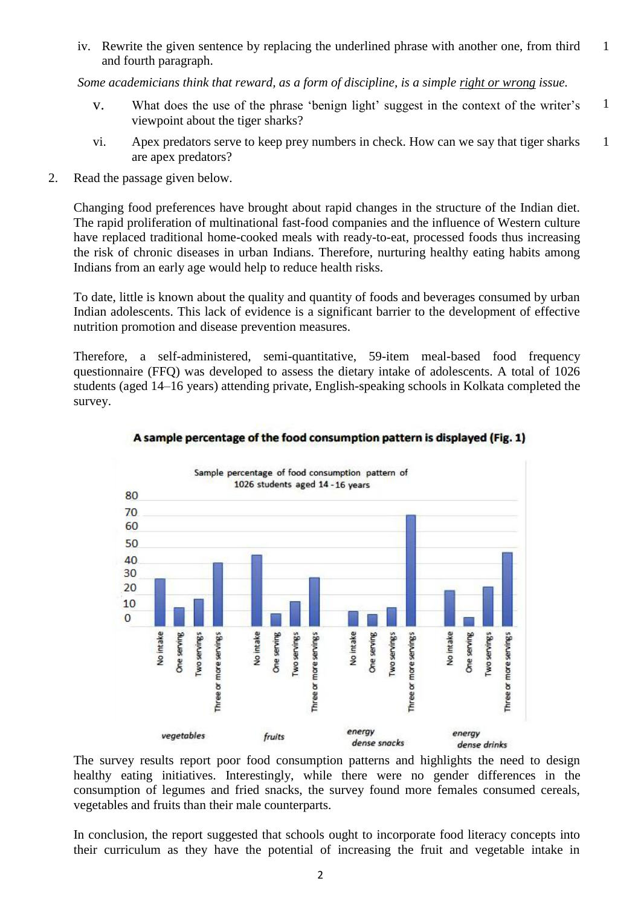iv. Rewrite the given sentence by replacing the underlined phrase with another one, from third and fourth paragraph. 1

*Some academicians think that reward, as a form of discipline, is a simple right or wrong issue.*

v. What does the use of the phrase 'benign light' suggest in the context of the writer's viewpoint about the tiger sharks? 1

vi. Apex predators serve to keep prey numbers in check. How can we say that tiger sharks are apex predators? 1

2. Read the passage given below.

Changing food preferences have brought about rapid changes in the structure of the Indian diet. The rapid proliferation of multinational fast-food companies and the influence of Western culture have replaced traditional home-cooked meals with ready-to-eat, processed foods thus increasing the risk of chronic diseases in urban Indians. Therefore, nurturing healthy eating habits among Indians from an early age would help to reduce health risks.

To date, little is known about the quality and quantity of foods and beverages consumed by urban Indian adolescents. This lack of evidence is a significant barrier to the development of effective nutrition promotion and disease prevention measures.

Therefore, a self-administered, semi-quantitative, 59-item meal-based food frequency questionnaire (FFQ) was developed to assess the dietary intake of adolescents. A total of 1026 students (aged 14–16 years) attending private, English-speaking schools in Kolkata completed the survey.

**A sample percentage of the food consumption pattern is displayed (Fig. 1)**

Sample percentage of food consumption pattern of 1026 students aged 14 - 16 years

| Category | No intake | One serving | Two servings | Three or more servings |
|---|---|---|---|---|
| vegetables | ~30 | ~12 | ~17 | ~40 |
| fruits | ~45 | ~8 | ~16 | ~31 |
| energy dense snacks | ~10 | ~8 | ~12 | ~70 |
| energy dense drinks | ~23 | ~6 | ~25 | ~47 |

The survey results report poor food consumption patterns and highlights the need to design healthy eating initiatives. Interestingly, while there were no gender differences in the consumption of legumes and fried snacks, the survey found more females consumed cereals, vegetables and fruits than their male counterparts.

In conclusion, the report suggested that schools ought to incorporate food literacy concepts into their curriculum as they have the potential of increasing the fruit and vegetable intake in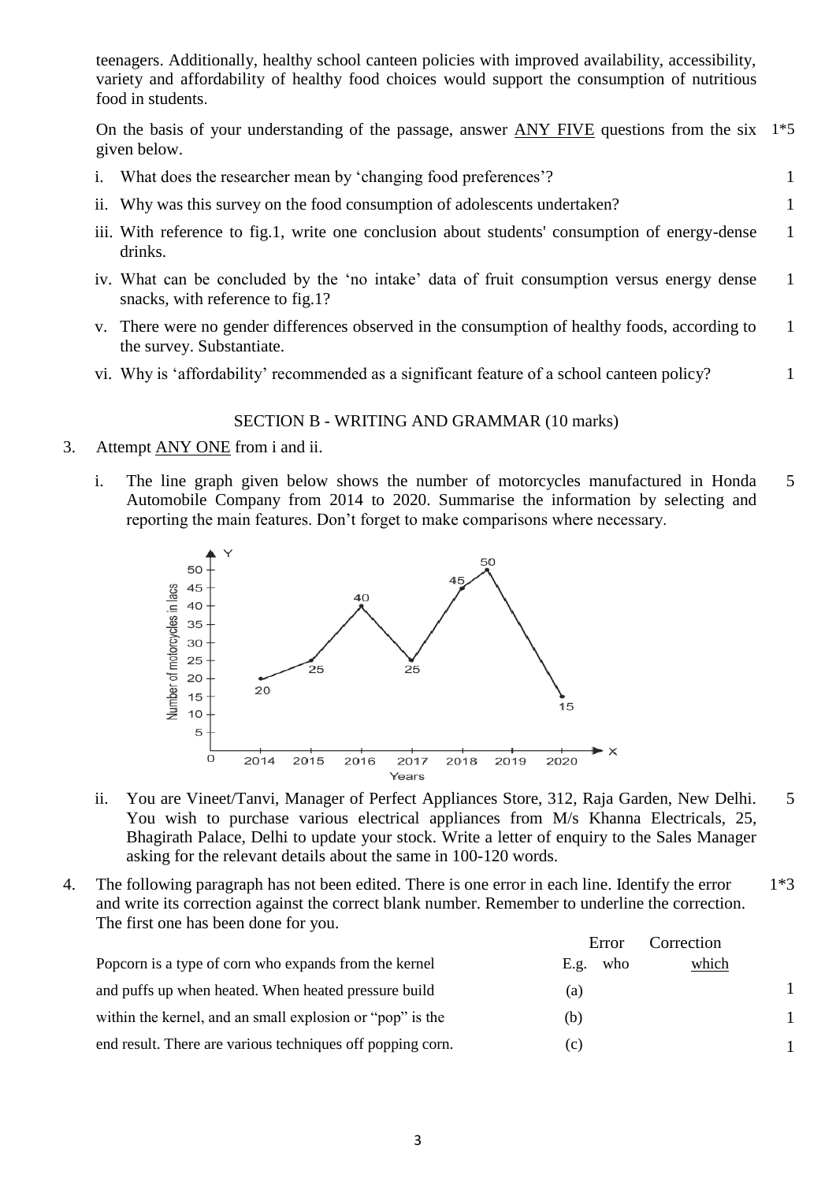teenagers. Additionally, healthy school canteen policies with improved availability, accessibility, variety and affordability of healthy food choices would support the consumption of nutritious food in students.

On the basis of your understanding of the passage, answer ANY FIVE questions from the six given below. 1*5

i. What does the researcher mean by 'changing food preferences'? 1

ii. Why was this survey on the food consumption of adolescents undertaken? 1

iii. With reference to fig.1, write one conclusion about students' consumption of energy-dense drinks. 1

iv. What can be concluded by the 'no intake' data of fruit consumption versus energy dense snacks, with reference to fig.1? 1

v. There were no gender differences observed in the consumption of healthy foods, according to the survey. Substantiate. 1

vi. Why is 'affordability' recommended as a significant feature of a school canteen policy? 1

## SECTION B - WRITING AND GRAMMAR (10 marks)

3. Attempt ANY ONE from i and ii.

   i. The line graph given below shows the number of motorcycles manufactured in Honda Automobile Company from 2014 to 2020. Summarise the information by selecting and reporting the main features. Don't forget to make comparisons where necessary. 5

   | Years | Number of motorcycles in lacs |
   |---|---|
   | 2014 | 20 |
   | 2015 | 25 |
   | 2016 | 40 |
   | 2017 | 25 |
   | 2018 | 45 |
   | 2019 | 50 |
   | 2020 | 15 |

   ii. You are Vineet/Tanvi, Manager of Perfect Appliances Store, 312, Raja Garden, New Delhi. You wish to purchase various electrical appliances from M/s Khanna Electricals, 25, Bhagirath Palace, Delhi to update your stock. Write a letter of enquiry to the Sales Manager asking for the relevant details about the same in 100-120 words. 5

4. The following paragraph has not been edited. There is one error in each line. Identify the error and write its correction against the correct blank number. Remember to underline the correction. The first one has been done for you. 1*3

| | Error | Correction | |
|---|---|---|---|
| Popcorn is a type of corn who expands from the kernel | E.g. who | which | |
| and puffs up when heated. When heated pressure build | (a) | | 1 |
| within the kernel, and an small explosion or "pop" is the | (b) | | 1 |
| end result. There are various techniques off popping corn. | (c) | | 1 |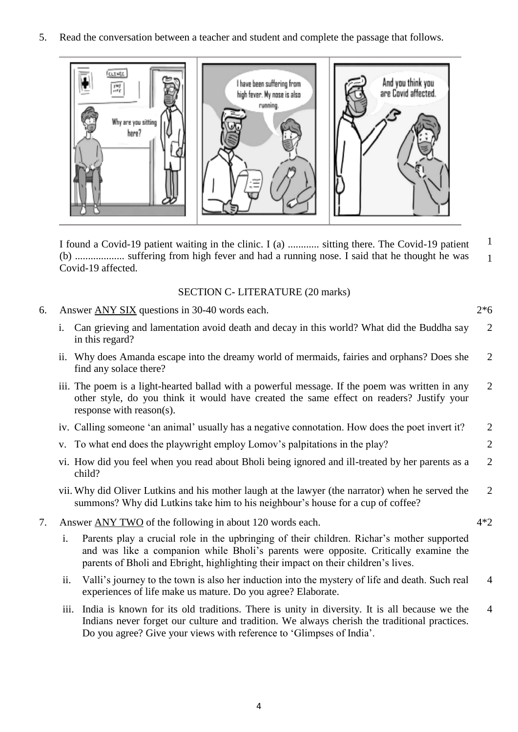5. Read the conversation between a teacher and student and complete the passage that follows.

I found a Covid-19 patient waiting in the clinic. I (a) ............ sitting there. The Covid-19 patient (b) .................. suffering from high fever and had a running nose. I said that he thought he was Covid-19 affected. 1 1

## SECTION C- LITERATURE (20 marks)

6. Answer ANY SIX questions in 30-40 words each. 2*6

   i. Can grieving and lamentation avoid death and decay in this world? What did the Buddha say in this regard? 2

   ii. Why does Amanda escape into the dreamy world of mermaids, fairies and orphans? Does she find any solace there? 2

   iii. The poem is a light-hearted ballad with a powerful message. If the poem was written in any other style, do you think it would have created the same effect on readers? Justify your response with reason(s). 2

   iv. Calling someone 'an animal' usually has a negative connotation. How does the poet invert it? 2

   v. To what end does the playwright employ Lomov's palpitations in the play? 2

   vi. How did you feel when you read about Bholi being ignored and ill-treated by her parents as a child? 2

   vii. Why did Oliver Lutkins and his mother laugh at the lawyer (the narrator) when he served the summons? Why did Lutkins take him to his neighbour's house for a cup of coffee? 2

7. Answer ANY TWO of the following in about 120 words each. 4*2

   i. Parents play a crucial role in the upbringing of their children. Richar's mother supported and was like a companion while Bholi's parents were opposite. Critically examine the parents of Bholi and Ebright, highlighting their impact on their children's lives.

   ii. Valli's journey to the town is also her induction into the mystery of life and death. Such real experiences of life make us mature. Do you agree? Elaborate. 4

   iii. India is known for its old traditions. There is unity in diversity. It is all because we the Indians never forget our culture and tradition. We always cherish the traditional practices. Do you agree? Give your views with reference to 'Glimpses of India'. 4